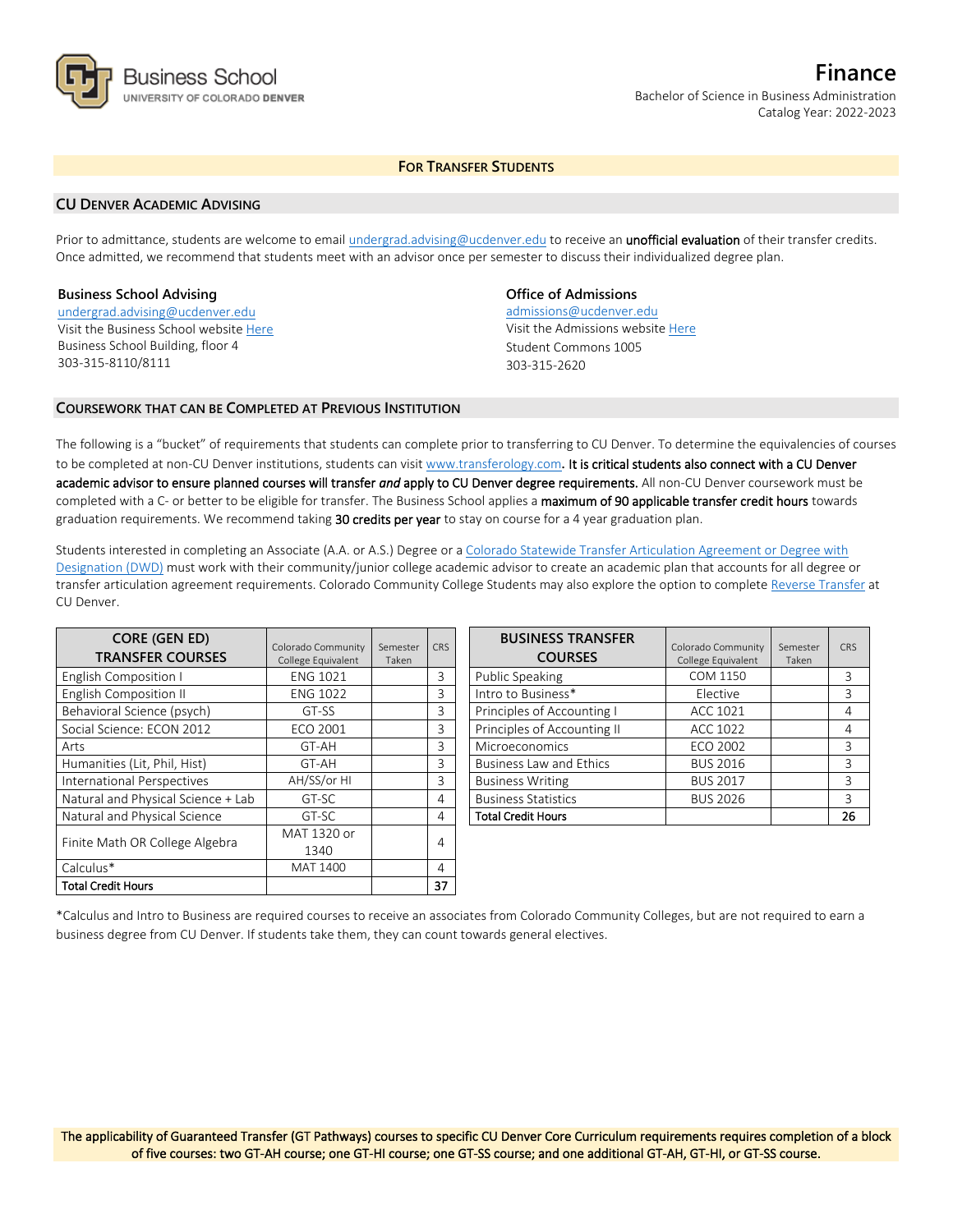Business School
UNIVERSITY OF COLORADO DENVER

# Finance

Bachelor of Science in Business Administration
Catalog Year: 2022-2023

## FOR TRANSFER STUDENTS

### CU DENVER ACADEMIC ADVISING

Prior to admittance, students are welcome to email undergrad.advising@ucdenver.edu to receive an **unofficial evaluation** of their transfer credits. Once admitted, we recommend that students meet with an advisor once per semester to discuss their individualized degree plan.

**Business School Advising**
undergrad.advising@ucdenver.edu
Visit the Business School website Here
Business School Building, floor 4
303-315-8110/8111

**Office of Admissions**
admissions@ucdenver.edu
Visit the Admissions website Here
Student Commons 1005
303-315-2620

### COURSEWORK THAT CAN BE COMPLETED AT PREVIOUS INSTITUTION

The following is a "bucket" of requirements that students can complete prior to transferring to CU Denver. To determine the equivalencies of courses to be completed at non-CU Denver institutions, students can visit www.transferology.com**. It is critical students also connect with a CU Denver academic advisor to ensure planned courses will transfer *and* apply to CU Denver degree requirements.** All non-CU Denver coursework must be completed with a C- or better to be eligible for transfer. The Business School applies a **maximum of 90 applicable transfer credit hours** towards graduation requirements. We recommend taking **30 credits per year** to stay on course for a 4 year graduation plan.

Students interested in completing an Associate (A.A. or A.S.) Degree or a Colorado Statewide Transfer Articulation Agreement or Degree with Designation (DWD) must work with their community/junior college academic advisor to create an academic plan that accounts for all degree or transfer articulation agreement requirements. Colorado Community College Students may also explore the option to complete Reverse Transfer at CU Denver.

| CORE (GEN ED) TRANSFER COURSES | Colorado Community College Equivalent | Semester Taken | CRS |
|---|---|---|---|
| English Composition I | ENG 1021 | | 3 |
| English Composition II | ENG 1022 | | 3 |
| Behavioral Science (psych) | GT-SS | | 3 |
| Social Science: ECON 2012 | ECO 2001 | | 3 |
| Arts | GT-AH | | 3 |
| Humanities (Lit, Phil, Hist) | GT-AH | | 3 |
| International Perspectives | AH/SS/or HI | | 3 |
| Natural and Physical Science + Lab | GT-SC | | 4 |
| Natural and Physical Science | GT-SC | | 4 |
| Finite Math OR College Algebra | MAT 1320 or 1340 | | 4 |
| Calculus* | MAT 1400 | | 4 |
| **Total Credit Hours** | | | **37** |

| BUSINESS TRANSFER COURSES | Colorado Community College Equivalent | Semester Taken | CRS |
|---|---|---|---|
| Public Speaking | COM 1150 | | 3 |
| Intro to Business* | Elective | | 3 |
| Principles of Accounting I | ACC 1021 | | 4 |
| Principles of Accounting II | ACC 1022 | | 4 |
| Microeconomics | ECO 2002 | | 3 |
| Business Law and Ethics | BUS 2016 | | 3 |
| Business Writing | BUS 2017 | | 3 |
| Business Statistics | BUS 2026 | | 3 |
| **Total Credit Hours** | | | **26** |

*Calculus and Intro to Business are required courses to receive an associates from Colorado Community Colleges, but are not required to earn a business degree from CU Denver. If students take them, they can count towards general electives.

The applicability of Guaranteed Transfer (GT Pathways) courses to specific CU Denver Core Curriculum requirements requires completion of a block of five courses: two GT-AH course; one GT-HI course; one GT-SS course; and one additional GT-AH, GT-HI, or GT-SS course.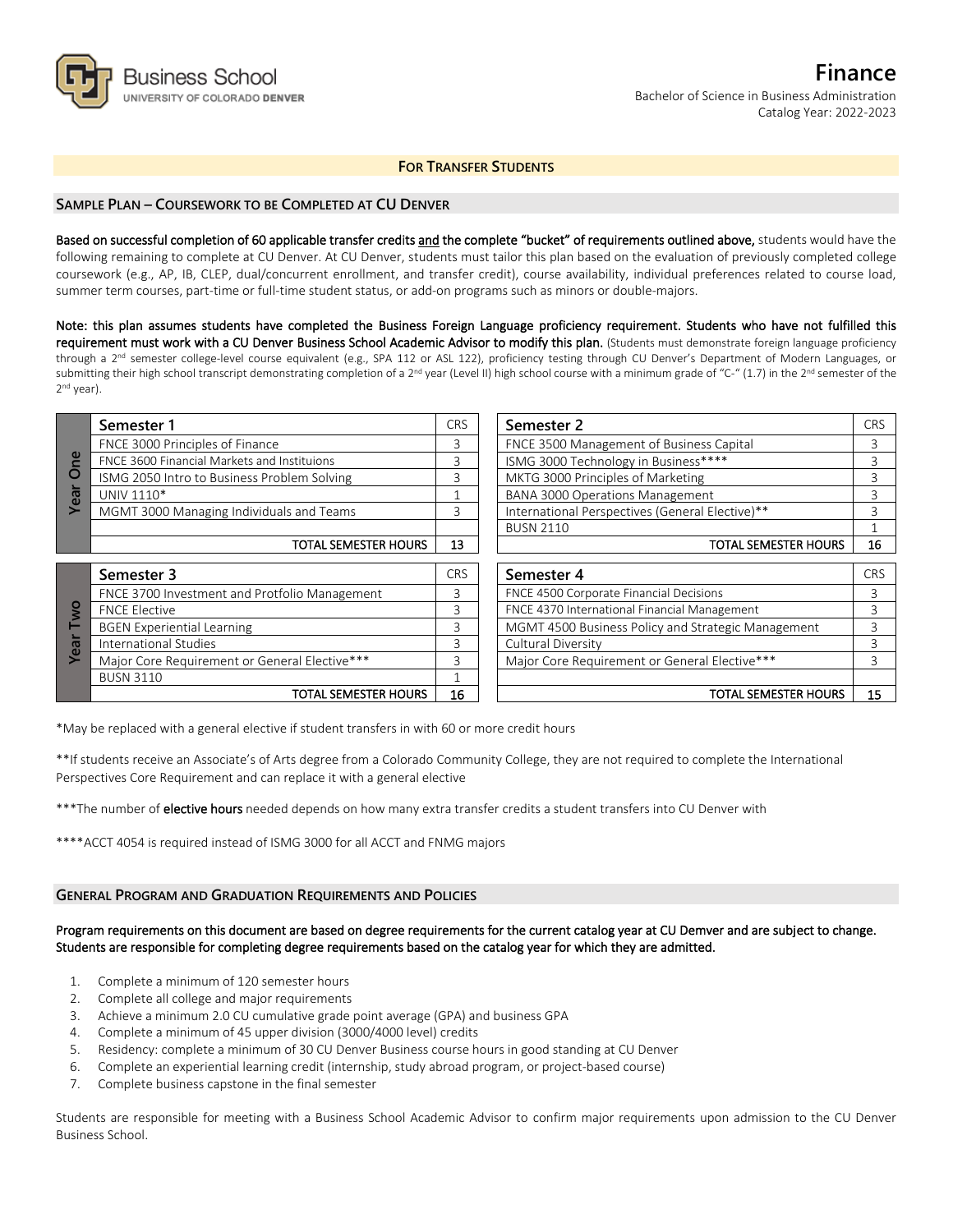# Finance

Bachelor of Science in Business Administration
Catalog Year: 2022-2023

## For Transfer Students

### Sample Plan – Coursework to be Completed at CU Denver

**Based on successful completion of 60 applicable transfer credits and the complete "bucket" of requirements outlined above,** students would have the following remaining to complete at CU Denver. At CU Denver, students must tailor this plan based on the evaluation of previously completed college coursework (e.g., AP, IB, CLEP, dual/concurrent enrollment, and transfer credit), course availability, individual preferences related to course load, summer term courses, part-time or full-time student status, or add-on programs such as minors or double-majors.

**Note: this plan assumes students have completed the Business Foreign Language proficiency requirement. Students who have not fulfilled this requirement must work with a CU Denver Business School Academic Advisor to modify this plan.** (Students must demonstrate foreign language proficiency through a 2nd semester college-level course equivalent (e.g., SPA 112 or ASL 122), proficiency testing through CU Denver's Department of Modern Languages, or submitting their high school transcript demonstrating completion of a 2nd year (Level II) high school course with a minimum grade of "C-" (1.7) in the 2nd semester of the 2nd year).

**Year One**

| Semester 1 | CRS |
|---|---|
| FNCE 3000 Principles of Finance | 3 |
| FNCE 3600 Financial Markets and Instituions | 3 |
| ISMG 2050 Intro to Business Problem Solving | 3 |
| UNIV 1110* | 1 |
| MGMT 3000 Managing Individuals and Teams | 3 |
| | |
| TOTAL SEMESTER HOURS | 13 |

| Semester 2 | CRS |
|---|---|
| FNCE 3500 Management of Business Capital | 3 |
| ISMG 3000 Technology in Business**** | 3 |
| MKTG 3000 Principles of Marketing | 3 |
| BANA 3000 Operations Management | 3 |
| International Perspectives (General Elective)** | 3 |
| BUSN 2110 | 1 |
| TOTAL SEMESTER HOURS | 16 |

**Year Two**

| Semester 3 | CRS |
|---|---|
| FNCE 3700 Investment and Protfolio Management | 3 |
| FNCE Elective | 3 |
| BGEN Experiential Learning | 3 |
| International Studies | 3 |
| Major Core Requirement or General Elective*** | 3 |
| BUSN 3110 | 1 |
| TOTAL SEMESTER HOURS | 16 |

| Semester 4 | CRS |
|---|---|
| FNCE 4500 Corporate Financial Decisions | 3 |
| FNCE 4370 International Financial Management | 3 |
| MGMT 4500 Business Policy and Strategic Management | 3 |
| Cultural Diversity | 3 |
| Major Core Requirement or General Elective*** | 3 |
| | |
| TOTAL SEMESTER HOURS | 15 |

*May be replaced with a general elective if student transfers in with 60 or more credit hours

**If students receive an Associate's of Arts degree from a Colorado Community College, they are not required to complete the International Perspectives Core Requirement and can replace it with a general elective

***The number of **elective hours** needed depends on how many extra transfer credits a student transfers into CU Denver with

****ACCT 4054 is required instead of ISMG 3000 for all ACCT and FNMG majors

### General Program and Graduation Requirements and Policies

**Program requirements on this document are based on degree requirements for the current catalog year at CU Demver and are subject to change. Students are responsible for completing degree requirements based on the catalog year for which they are admitted.**

1. Complete a minimum of 120 semester hours
2. Complete all college and major requirements
3. Achieve a minimum 2.0 CU cumulative grade point average (GPA) and business GPA
4. Complete a minimum of 45 upper division (3000/4000 level) credits
5. Residency: complete a minimum of 30 CU Denver Business course hours in good standing at CU Denver
6. Complete an experiential learning credit (internship, study abroad program, or project-based course)
7. Complete business capstone in the final semester

Students are responsible for meeting with a Business School Academic Advisor to confirm major requirements upon admission to the CU Denver Business School.